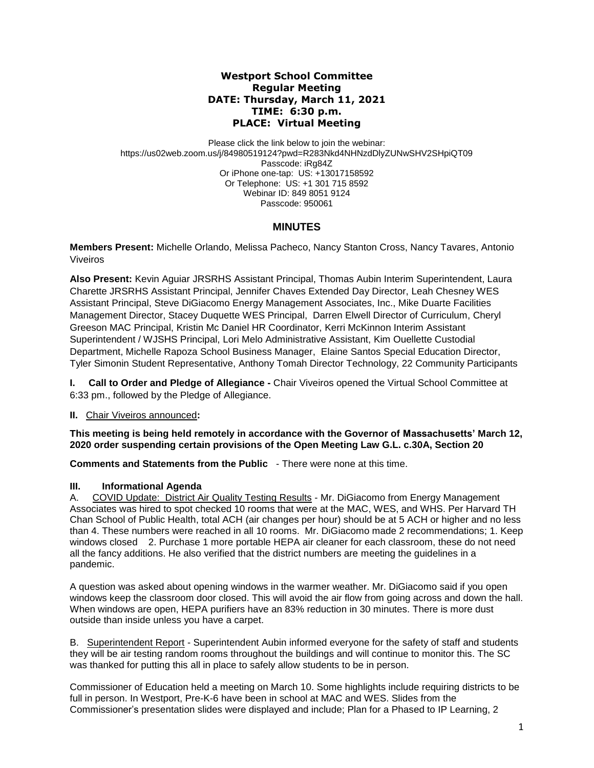**Westport School Committee**
**Regular Meeting**
**DATE: Thursday, March 11, 2021**
**TIME: 6:30 p.m.**
**PLACE: Virtual Meeting**

Please click the link below to join the webinar:
https://us02web.zoom.us/j/84980519124?pwd=R283Nkd4NHNzdDlyZUNwSHV2SHpiQT09
Passcode: iRg84Z
Or iPhone one-tap: US: +13017158592
Or Telephone: US: +1 301 715 8592
Webinar ID: 849 8051 9124
Passcode: 950061

## MINUTES

**Members Present:** Michelle Orlando, Melissa Pacheco, Nancy Stanton Cross, Nancy Tavares, Antonio Viveiros

**Also Present:** Kevin Aguiar JRSRHS Assistant Principal, Thomas Aubin Interim Superintendent, Laura Charette JRSRHS Assistant Principal, Jennifer Chaves Extended Day Director, Leah Chesney WES Assistant Principal, Steve DiGiacomo Energy Management Associates, Inc., Mike Duarte Facilities Management Director, Stacey Duquette WES Principal, Darren Elwell Director of Curriculum, Cheryl Greeson MAC Principal, Kristin Mc Daniel HR Coordinator, Kerri McKinnon Interim Assistant Superintendent / WJSHS Principal, Lori Melo Administrative Assistant, Kim Ouellette Custodial Department, Michelle Rapoza School Business Manager, Elaine Santos Special Education Director, Tyler Simonin Student Representative, Anthony Tomah Director Technology, 22 Community Participants

**I. Call to Order and Pledge of Allegiance -** Chair Viveiros opened the Virtual School Committee at 6:33 pm., followed by the Pledge of Allegiance.

**II.** Chair Viveiros announced**:**

**This meeting is being held remotely in accordance with the Governor of Massachusetts' March 12, 2020 order suspending certain provisions of the Open Meeting Law G.L. c.30A, Section 20**

**Comments and Statements from the Public** - There were none at this time.

**III. Informational Agenda**

A. COVID Update: District Air Quality Testing Results - Mr. DiGiacomo from Energy Management Associates was hired to spot checked 10 rooms that were at the MAC, WES, and WHS. Per Harvard TH Chan School of Public Health, total ACH (air changes per hour) should be at 5 ACH or higher and no less than 4. These numbers were reached in all 10 rooms. Mr. DiGiacomo made 2 recommendations; 1. Keep windows closed 2. Purchase 1 more portable HEPA air cleaner for each classroom, these do not need all the fancy additions. He also verified that the district numbers are meeting the guidelines in a pandemic.

A question was asked about opening windows in the warmer weather. Mr. DiGiacomo said if you open windows keep the classroom door closed. This will avoid the air flow from going across and down the hall. When windows are open, HEPA purifiers have an 83% reduction in 30 minutes. There is more dust outside than inside unless you have a carpet.

B. Superintendent Report - Superintendent Aubin informed everyone for the safety of staff and students they will be air testing random rooms throughout the buildings and will continue to monitor this. The SC was thanked for putting this all in place to safely allow students to be in person.

Commissioner of Education held a meeting on March 10. Some highlights include requiring districts to be full in person. In Westport, Pre-K-6 have been in school at MAC and WES. Slides from the Commissioner's presentation slides were displayed and include; Plan for a Phased to IP Learning, 2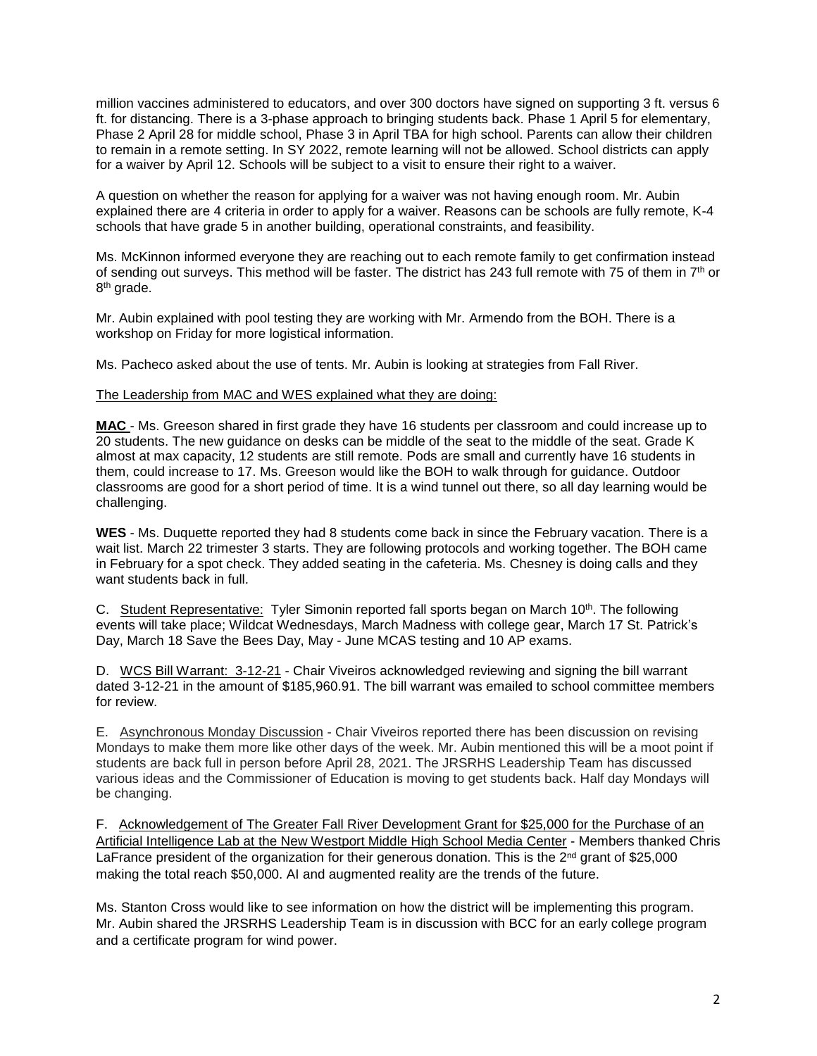million vaccines administered to educators, and over 300 doctors have signed on supporting 3 ft. versus 6 ft. for distancing. There is a 3-phase approach to bringing students back. Phase 1 April 5 for elementary, Phase 2 April 28 for middle school, Phase 3 in April TBA for high school. Parents can allow their children to remain in a remote setting. In SY 2022, remote learning will not be allowed. School districts can apply for a waiver by April 12. Schools will be subject to a visit to ensure their right to a waiver.

A question on whether the reason for applying for a waiver was not having enough room. Mr. Aubin explained there are 4 criteria in order to apply for a waiver. Reasons can be schools are fully remote, K-4 schools that have grade 5 in another building, operational constraints, and feasibility.

Ms. McKinnon informed everyone they are reaching out to each remote family to get confirmation instead of sending out surveys. This method will be faster. The district has 243 full remote with 75 of them in 7th or 8th grade.

Mr. Aubin explained with pool testing they are working with Mr. Armendo from the BOH. There is a workshop on Friday for more logistical information.

Ms. Pacheco asked about the use of tents. Mr. Aubin is looking at strategies from Fall River.

The Leadership from MAC and WES explained what they are doing:

**MAC** - Ms. Greeson shared in first grade they have 16 students per classroom and could increase up to 20 students. The new guidance on desks can be middle of the seat to the middle of the seat. Grade K almost at max capacity, 12 students are still remote. Pods are small and currently have 16 students in them, could increase to 17. Ms. Greeson would like the BOH to walk through for guidance. Outdoor classrooms are good for a short period of time. It is a wind tunnel out there, so all day learning would be challenging.

**WES** - Ms. Duquette reported they had 8 students come back in since the February vacation. There is a wait list. March 22 trimester 3 starts. They are following protocols and working together. The BOH came in February for a spot check. They added seating in the cafeteria. Ms. Chesney is doing calls and they want students back in full.

C. Student Representative: Tyler Simonin reported fall sports began on March 10th. The following events will take place; Wildcat Wednesdays, March Madness with college gear, March 17 St. Patrick's Day, March 18 Save the Bees Day, May - June MCAS testing and 10 AP exams.

D. WCS Bill Warrant: 3-12-21 - Chair Viveiros acknowledged reviewing and signing the bill warrant dated 3-12-21 in the amount of $185,960.91. The bill warrant was emailed to school committee members for review.

E. Asynchronous Monday Discussion - Chair Viveiros reported there has been discussion on revising Mondays to make them more like other days of the week. Mr. Aubin mentioned this will be a moot point if students are back full in person before April 28, 2021. The JRSRHS Leadership Team has discussed various ideas and the Commissioner of Education is moving to get students back. Half day Mondays will be changing.

F. Acknowledgement of The Greater Fall River Development Grant for $25,000 for the Purchase of an Artificial Intelligence Lab at the New Westport Middle High School Media Center - Members thanked Chris LaFrance president of the organization for their generous donation. This is the 2nd grant of $25,000 making the total reach $50,000. AI and augmented reality are the trends of the future.

Ms. Stanton Cross would like to see information on how the district will be implementing this program. Mr. Aubin shared the JRSRHS Leadership Team is in discussion with BCC for an early college program and a certificate program for wind power.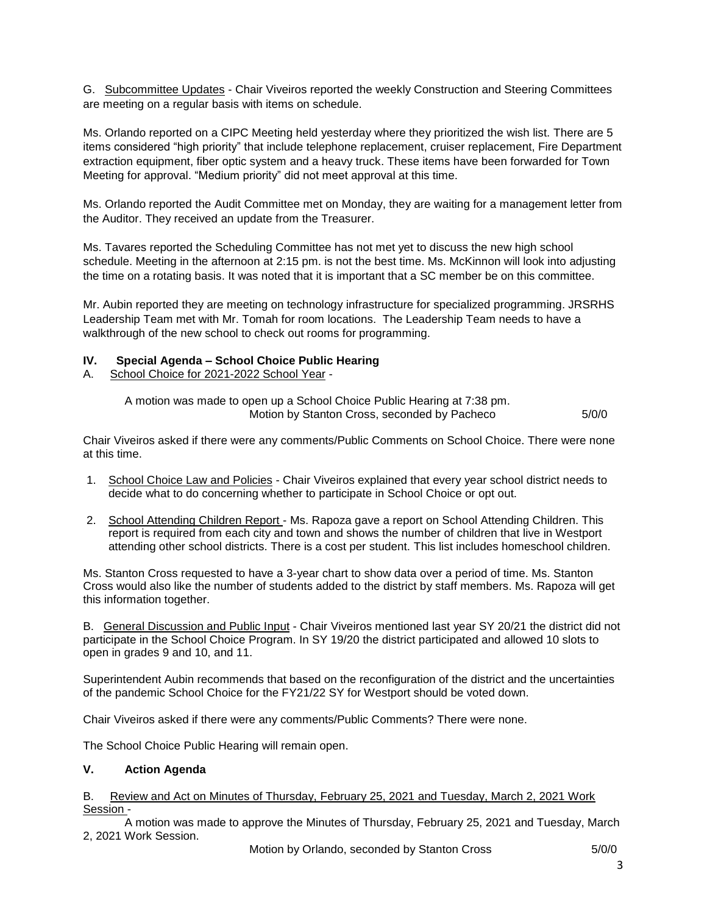G. Subcommittee Updates - Chair Viveiros reported the weekly Construction and Steering Committees are meeting on a regular basis with items on schedule.

Ms. Orlando reported on a CIPC Meeting held yesterday where they prioritized the wish list. There are 5 items considered "high priority" that include telephone replacement, cruiser replacement, Fire Department extraction equipment, fiber optic system and a heavy truck. These items have been forwarded for Town Meeting for approval. "Medium priority" did not meet approval at this time.

Ms. Orlando reported the Audit Committee met on Monday, they are waiting for a management letter from the Auditor. They received an update from the Treasurer.

Ms. Tavares reported the Scheduling Committee has not met yet to discuss the new high school schedule. Meeting in the afternoon at 2:15 pm. is not the best time. Ms. McKinnon will look into adjusting the time on a rotating basis. It was noted that it is important that a SC member be on this committee.

Mr. Aubin reported they are meeting on technology infrastructure for specialized programming. JRSRHS Leadership Team met with Mr. Tomah for room locations. The Leadership Team needs to have a walkthrough of the new school to check out rooms for programming.

## IV. Special Agenda – School Choice Public Hearing

A. School Choice for 2021-2022 School Year -

A motion was made to open up a School Choice Public Hearing at 7:38 pm.
Motion by Stanton Cross, seconded by Pacheco 5/0/0

Chair Viveiros asked if there were any comments/Public Comments on School Choice. There were none at this time.

1. School Choice Law and Policies - Chair Viveiros explained that every year school district needs to decide what to do concerning whether to participate in School Choice or opt out.
2. School Attending Children Report - Ms. Rapoza gave a report on School Attending Children. This report is required from each city and town and shows the number of children that live in Westport attending other school districts. There is a cost per student. This list includes homeschool children.

Ms. Stanton Cross requested to have a 3-year chart to show data over a period of time. Ms. Stanton Cross would also like the number of students added to the district by staff members. Ms. Rapoza will get this information together.

B. General Discussion and Public Input - Chair Viveiros mentioned last year SY 20/21 the district did not participate in the School Choice Program. In SY 19/20 the district participated and allowed 10 slots to open in grades 9 and 10, and 11.

Superintendent Aubin recommends that based on the reconfiguration of the district and the uncertainties of the pandemic School Choice for the FY21/22 SY for Westport should be voted down.

Chair Viveiros asked if there were any comments/Public Comments? There were none.

The School Choice Public Hearing will remain open.

## V. Action Agenda

B. Review and Act on Minutes of Thursday, February 25, 2021 and Tuesday, March 2, 2021 Work Session -

A motion was made to approve the Minutes of Thursday, February 25, 2021 and Tuesday, March 2, 2021 Work Session.
Motion by Orlando, seconded by Stanton Cross 5/0/0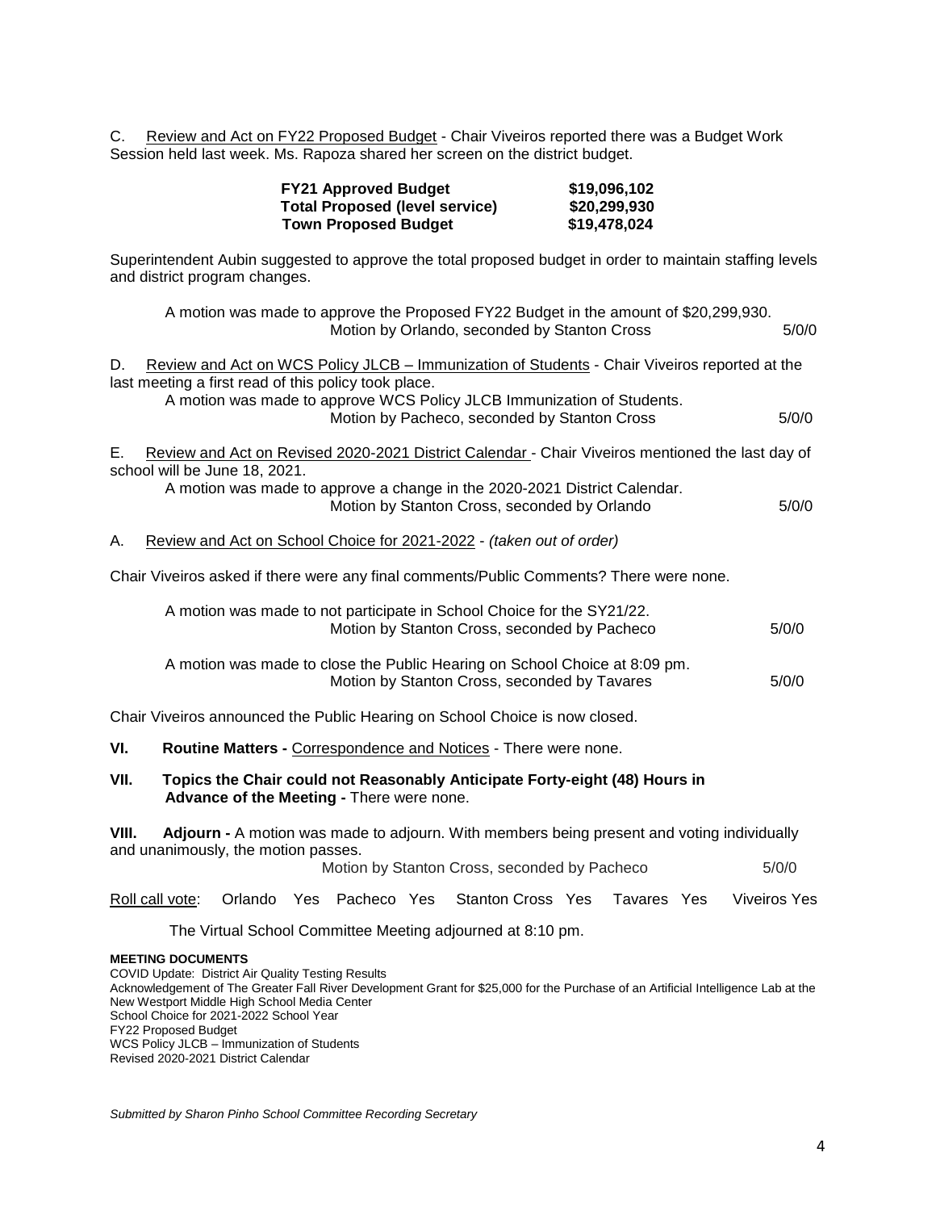C. Review and Act on FY22 Proposed Budget - Chair Viveiros reported there was a Budget Work Session held last week. Ms. Rapoza shared her screen on the district budget.

| | |
|---|---|
| **FY21 Approved Budget** | **$19,096,102** |
| **Total Proposed (level service)** | **$20,299,930** |
| **Town Proposed Budget** | **$19,478,024** |

Superintendent Aubin suggested to approve the total proposed budget in order to maintain staffing levels and district program changes.

A motion was made to approve the Proposed FY22 Budget in the amount of $20,299,930.
Motion by Orlando, seconded by Stanton Cross 5/0/0

D. Review and Act on WCS Policy JLCB – Immunization of Students - Chair Viveiros reported at the last meeting a first read of this policy took place.

A motion was made to approve WCS Policy JLCB Immunization of Students.
Motion by Pacheco, seconded by Stanton Cross 5/0/0

E. Review and Act on Revised 2020-2021 District Calendar - Chair Viveiros mentioned the last day of school will be June 18, 2021.

A motion was made to approve a change in the 2020-2021 District Calendar.
Motion by Stanton Cross, seconded by Orlando 5/0/0

A. Review and Act on School Choice for 2021-2022 - *(taken out of order)*

Chair Viveiros asked if there were any final comments/Public Comments? There were none.

A motion was made to not participate in School Choice for the SY21/22.
Motion by Stanton Cross, seconded by Pacheco 5/0/0

A motion was made to close the Public Hearing on School Choice at 8:09 pm.
Motion by Stanton Cross, seconded by Tavares 5/0/0

Chair Viveiros announced the Public Hearing on School Choice is now closed.

**VI. Routine Matters -** Correspondence and Notices - There were none.

**VII. Topics the Chair could not Reasonably Anticipate Forty-eight (48) Hours in Advance of the Meeting -** There were none.

**VIII. Adjourn -** A motion was made to adjourn. With members being present and voting individually and unanimously, the motion passes.
Motion by Stanton Cross, seconded by Pacheco 5/0/0

Roll call vote: Orlando Yes Pacheco Yes Stanton Cross Yes Tavares Yes Viveiros Yes

The Virtual School Committee Meeting adjourned at 8:10 pm.

**MEETING DOCUMENTS**
COVID Update: District Air Quality Testing Results
Acknowledgement of The Greater Fall River Development Grant for $25,000 for the Purchase of an Artificial Intelligence Lab at the New Westport Middle High School Media Center
School Choice for 2021-2022 School Year
FY22 Proposed Budget
WCS Policy JLCB – Immunization of Students
Revised 2020-2021 District Calendar

*Submitted by Sharon Pinho School Committee Recording Secretary*